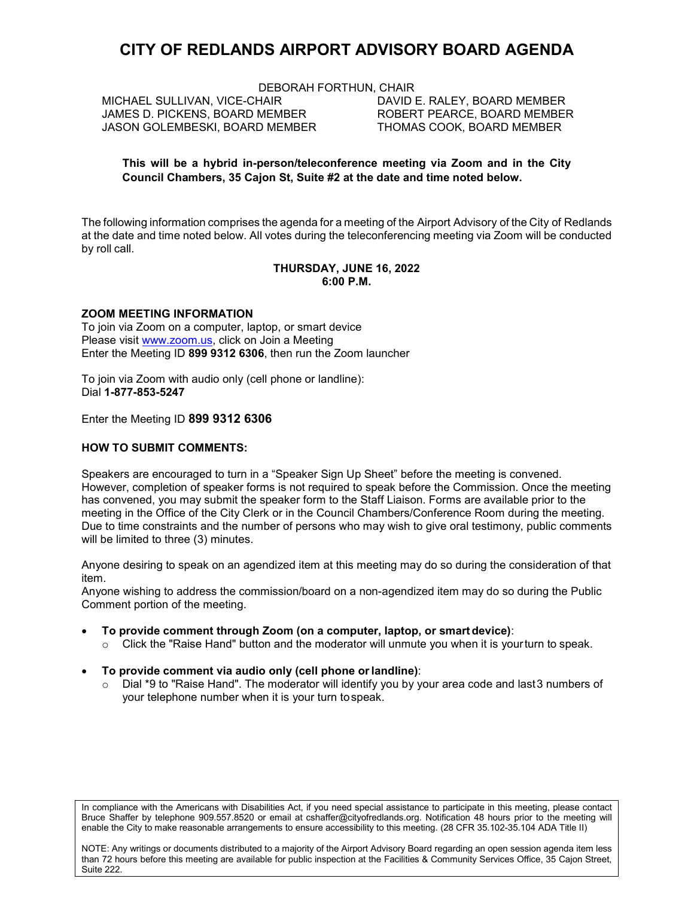# CITY OF REDLANDS AIRPORT ADVISORY BOARD AGENDA

DEBORAH FORTHUN, CHAIR

MICHAEL SULLIVAN, VICE-CHAIR
JAMES D. PICKENS, BOARD MEMBER
JASON GOLEMBESKI, BOARD MEMBER
DAVID E. RALEY, BOARD MEMBER
ROBERT PEARCE, BOARD MEMBER
THOMAS COOK, BOARD MEMBER

**This will be a hybrid in-person/teleconference meeting via Zoom and in the City Council Chambers, 35 Cajon St, Suite #2 at the date and time noted below.**

The following information comprises the agenda for a meeting of the Airport Advisory of the City of Redlands at the date and time noted below. All votes during the teleconferencing meeting via Zoom will be conducted by roll call.

**THURSDAY, JUNE 16, 2022**
**6:00 P.M.**

**ZOOM MEETING INFORMATION**

To join via Zoom on a computer, laptop, or smart device
Please visit www.zoom.us, click on Join a Meeting
Enter the Meeting ID **899 9312 6306**, then run the Zoom launcher

To join via Zoom with audio only (cell phone or landline):
Dial **1-877-853-5247**

Enter the Meeting ID **899 9312 6306**

**HOW TO SUBMIT COMMENTS:**

Speakers are encouraged to turn in a "Speaker Sign Up Sheet" before the meeting is convened. However, completion of speaker forms is not required to speak before the Commission. Once the meeting has convened, you may submit the speaker form to the Staff Liaison. Forms are available prior to the meeting in the Office of the City Clerk or in the Council Chambers/Conference Room during the meeting. Due to time constraints and the number of persons who may wish to give oral testimony, public comments will be limited to three (3) minutes.

Anyone desiring to speak on an agendized item at this meeting may do so during the consideration of that item.
Anyone wishing to address the commission/board on a non-agendized item may do so during the Public Comment portion of the meeting.

- **To provide comment through Zoom (on a computer, laptop, or smart device)**:
  - Click the "Raise Hand" button and the moderator will unmute you when it is your turn to speak.
- **To provide comment via audio only (cell phone or landline)**:
  - Dial *9 to "Raise Hand". The moderator will identify you by your area code and last 3 numbers of your telephone number when it is your turn to speak.

In compliance with the Americans with Disabilities Act, if you need special assistance to participate in this meeting, please contact Bruce Shaffer by telephone 909.557.8520 or email at cshaffer@cityofredlands.org. Notification 48 hours prior to the meeting will enable the City to make reasonable arrangements to ensure accessibility to this meeting. (28 CFR 35.102-35.104 ADA Title II)

NOTE: Any writings or documents distributed to a majority of the Airport Advisory Board regarding an open session agenda item less than 72 hours before this meeting are available for public inspection at the Facilities & Community Services Office, 35 Cajon Street, Suite 222.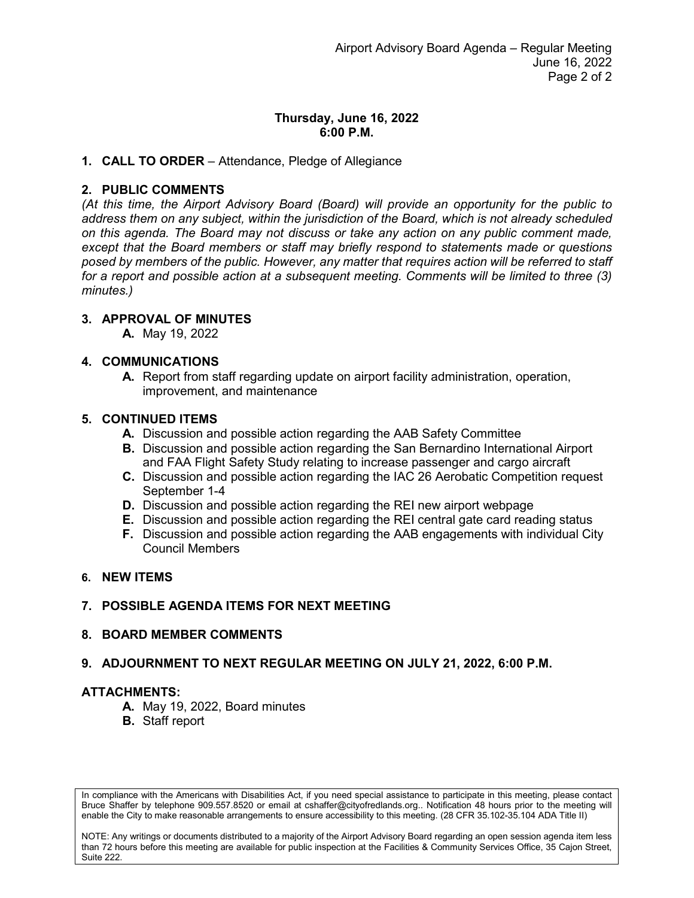**Thursday, June 16, 2022**
**6:00 P.M.**

1. **CALL TO ORDER** – Attendance, Pledge of Allegiance

2. **PUBLIC COMMENTS**
*(At this time, the Airport Advisory Board (Board) will provide an opportunity for the public to address them on any subject, within the jurisdiction of the Board, which is not already scheduled on this agenda. The Board may not discuss or take any action on any public comment made, except that the Board members or staff may briefly respond to statements made or questions posed by members of the public. However, any matter that requires action will be referred to staff for a report and possible action at a subsequent meeting. Comments will be limited to three (3) minutes.)*

3. **APPROVAL OF MINUTES**
   - **A.** May 19, 2022

4. **COMMUNICATIONS**
   - **A.** Report from staff regarding update on airport facility administration, operation, improvement, and maintenance

5. **CONTINUED ITEMS**
   - **A.** Discussion and possible action regarding the AAB Safety Committee
   - **B.** Discussion and possible action regarding the San Bernardino International Airport and FAA Flight Safety Study relating to increase passenger and cargo aircraft
   - **C.** Discussion and possible action regarding the IAC 26 Aerobatic Competition request September 1-4
   - **D.** Discussion and possible action regarding the REI new airport webpage
   - **E.** Discussion and possible action regarding the REI central gate card reading status
   - **F.** Discussion and possible action regarding the AAB engagements with individual City Council Members

6. **NEW ITEMS**

7. **POSSIBLE AGENDA ITEMS FOR NEXT MEETING**

8. **BOARD MEMBER COMMENTS**

9. **ADJOURNMENT TO NEXT REGULAR MEETING ON JULY 21, 2022, 6:00 P.M.**

**ATTACHMENTS:**
- **A.** May 19, 2022, Board minutes
- **B.** Staff report

In compliance with the Americans with Disabilities Act, if you need special assistance to participate in this meeting, please contact Bruce Shaffer by telephone 909.557.8520 or email at cshaffer@cityofredlands.org.. Notification 48 hours prior to the meeting will enable the City to make reasonable arrangements to ensure accessibility to this meeting. (28 CFR 35.102-35.104 ADA Title II)

NOTE: Any writings or documents distributed to a majority of the Airport Advisory Board regarding an open session agenda item less than 72 hours before this meeting are available for public inspection at the Facilities & Community Services Office, 35 Cajon Street, Suite 222.